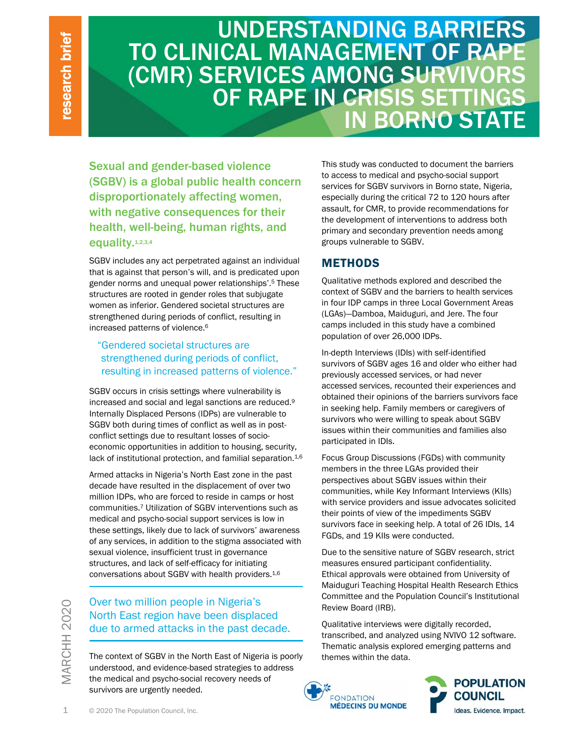# UNDERSTANDING BARRIERS TO CLINICAL MANAGEMENT OF RAPE (CMR) SERVICES AMONG SURVIVORS OF RAPE IN CRISIS SETTINGS IN BORNO STATE

research brief

**Sexual and gender-based violence (SGBV) is a global public health concern disproportionately affecting women, with negative consequences for their health, well-being, human rights, and equality.[1,2,3,4]**

SGBV includes any act perpetrated against an individual that is against that person's will, and is predicated upon gender norms and unequal power relationships'.[5] These structures are rooted in gender roles that subjugate women as inferior. Gendered societal structures are strengthened during periods of conflict, resulting in increased patterns of violence.[6]

> "Gendered societal structures are strengthened during periods of conflict, resulting in increased patterns of violence."

SGBV occurs in crisis settings where vulnerability is increased and social and legal sanctions are reduced.[9] Internally Displaced Persons (IDPs) are vulnerable to SGBV both during times of conflict as well as in post-conflict settings due to resultant losses of socio-economic opportunities in addition to housing, security, lack of institutional protection, and familial separation.[1,6]

Armed attacks in Nigeria's North East zone in the past decade have resulted in the displacement of over two million IDPs, who are forced to reside in camps or host communities.[7] Utilization of SGBV interventions such as medical and psycho-social support services is low in these settings, likely due to lack of survivors' awareness of any services, in addition to the stigma associated with sexual violence, insufficient trust in governance structures, and lack of self-efficacy for initiating conversations about SGBV with health providers.[1,6]

> Over two million people in Nigeria's North East region have been displaced due to armed attacks in the past decade.

The context of SGBV in the North East of Nigeria is poorly understood, and evidence-based strategies to address the medical and psycho-social recovery needs of survivors are urgently needed.

This study was conducted to document the barriers to access to medical and psycho-social support services for SGBV survivors in Borno state, Nigeria, especially during the critical 72 to 120 hours after assault, for CMR, to provide recommendations for the development of interventions to address both primary and secondary prevention needs among groups vulnerable to SGBV.

## METHODS

Qualitative methods explored and described the context of SGBV and the barriers to health services in four IDP camps in three Local Government Areas (LGAs)—Damboa, Maiduguri, and Jere. The four camps included in this study have a combined population of over 26,000 IDPs.

In-depth Interviews (IDIs) with self-identified survivors of SGBV ages 16 and older who either had previously accessed services, or had never accessed services, recounted their experiences and obtained their opinions of the barriers survivors face in seeking help. Family members or caregivers of survivors who were willing to speak about SGBV issues within their communities and families also participated in IDIs.

Focus Group Discussions (FGDs) with community members in the three LGAs provided their perspectives about SGBV issues within their communities, while Key Informant Interviews (KIIs) with service providers and issue advocates solicited their points of view of the impediments SGBV survivors face in seeking help. A total of 26 IDIs, 14 FGDs, and 19 KIIs were conducted.

Due to the sensitive nature of SGBV research, strict measures ensured participant confidentiality. Ethical approvals were obtained from University of Maiduguri Teaching Hospital Health Research Ethics Committee and the Population Council's Institutional Review Board (IRB).

Qualitative interviews were digitally recorded, transcribed, and analyzed using NVIVO 12 software. Thematic analysis explored emerging patterns and themes within the data.

MARCHH 2020

© 2020 The Population Council, Inc.

FONDATION MÉDECINS DU MONDE

POPULATION COUNCIL Ideas. Evidence. Impact.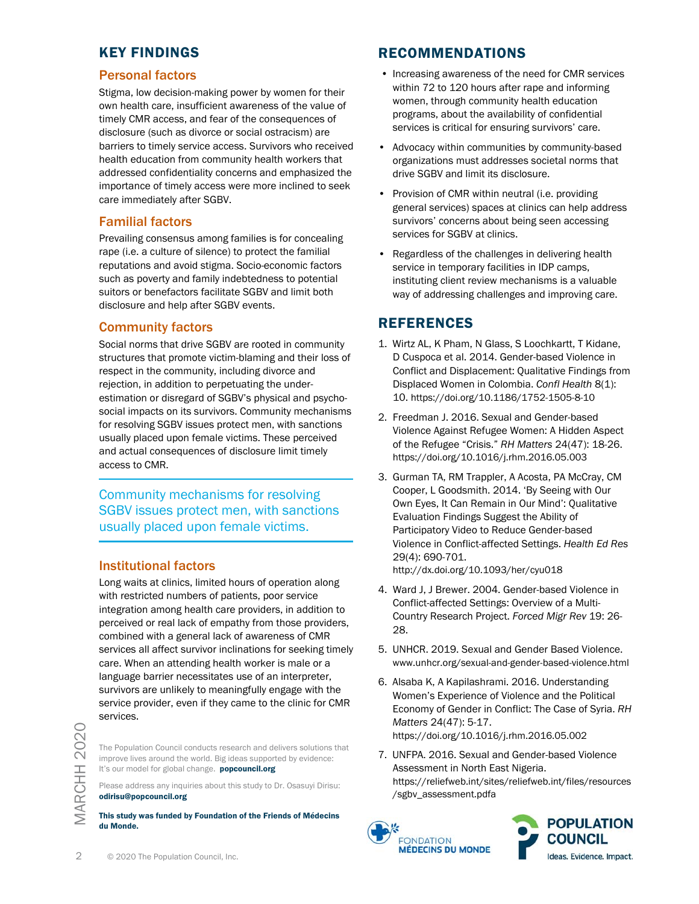## KEY FINDINGS

### Personal factors

Stigma, low decision-making power by women for their own health care, insufficient awareness of the value of timely CMR access, and fear of the consequences of disclosure (such as divorce or social ostracism) are barriers to timely service access. Survivors who received health education from community health workers that addressed confidentiality concerns and emphasized the importance of timely access were more inclined to seek care immediately after SGBV.

### Familial factors

Prevailing consensus among families is for concealing rape (i.e. a culture of silence) to protect the familial reputations and avoid stigma. Socio-economic factors such as poverty and family indebtedness to potential suitors or benefactors facilitate SGBV and limit both disclosure and help after SGBV events.

### Community factors

Social norms that drive SGBV are rooted in community structures that promote victim-blaming and their loss of respect in the community, including divorce and rejection, in addition to perpetuating the under-estimation or disregard of SGBV's physical and psycho-social impacts on its survivors. Community mechanisms for resolving SGBV issues protect men, with sanctions usually placed upon female victims. These perceived and actual consequences of disclosure limit timely access to CMR.

> Community mechanisms for resolving SGBV issues protect men, with sanctions usually placed upon female victims.

### Institutional factors

Long waits at clinics, limited hours of operation along with restricted numbers of patients, poor service integration among health care providers, in addition to perceived or real lack of empathy from those providers, combined with a general lack of awareness of CMR services all affect survivor inclinations for seeking timely care. When an attending health worker is male or a language barrier necessitates use of an interpreter, survivors are unlikely to meaningfully engage with the service provider, even if they came to the clinic for CMR services.

The Population Council conducts research and delivers solutions that improve lives around the world. Big ideas supported by evidence: It's our model for global change. **popcouncil.org**

Please address any inquiries about this study to Dr. Osasuyi Dirisu: **odirisu@popcouncil.org**

**This study was funded by Foundation of the Friends of Médecins du Monde.**

MARCHH 2020

© 2020 The Population Council, Inc.

## RECOMMENDATIONS

- Increasing awareness of the need for CMR services within 72 to 120 hours after rape and informing women, through community health education programs, about the availability of confidential services is critical for ensuring survivors' care.
- Advocacy within communities by community-based organizations must addresses societal norms that drive SGBV and limit its disclosure.
- Provision of CMR within neutral (i.e. providing general services) spaces at clinics can help address survivors' concerns about being seen accessing services for SGBV at clinics.
- Regardless of the challenges in delivering health service in temporary facilities in IDP camps, instituting client review mechanisms is a valuable way of addressing challenges and improving care.

## REFERENCES

1. Wirtz AL, K Pham, N Glass, S Loochkartt, T Kidane, D Cuspoca et al. 2014. Gender-based Violence in Conflict and Displacement: Qualitative Findings from Displaced Women in Colombia. *Confl Health* 8(1): 10. https://doi.org/10.1186/1752-1505-8-10
2. Freedman J. 2016. Sexual and Gender-based Violence Against Refugee Women: A Hidden Aspect of the Refugee "Crisis." *RH Matters* 24(47): 18-26. https://doi.org/10.1016/j.rhm.2016.05.003
3. Gurman TA, RM Trappler, A Acosta, PA McCray, CM Cooper, L Goodsmith. 2014. 'By Seeing with Our Own Eyes, It Can Remain in Our Mind': Qualitative Evaluation Findings Suggest the Ability of Participatory Video to Reduce Gender-based Violence in Conflict-affected Settings. *Health Ed Res* 29(4): 690-701. http://dx.doi.org/10.1093/her/cyu018
4. Ward J, J Brewer. 2004. Gender-based Violence in Conflict-affected Settings: Overview of a Multi-Country Research Project. *Forced Migr Rev* 19: 26-28.
5. UNHCR. 2019. Sexual and Gender Based Violence. www.unhcr.org/sexual-and-gender-based-violence.html
6. Alsaba K, A Kapilashrami. 2016. Understanding Women's Experience of Violence and the Political Economy of Gender in Conflict: The Case of Syria. *RH Matters* 24(47): 5-17. https://doi.org/10.1016/j.rhm.2016.05.002
7. UNFPA. 2016. Sexual and Gender-based Violence Assessment in North East Nigeria. https://reliefweb.int/sites/reliefweb.int/files/resources/sgbv_assessment.pdfa

FONDATION MÉDECINS DU MONDE

POPULATION COUNCIL
Ideas. Evidence. Impact.